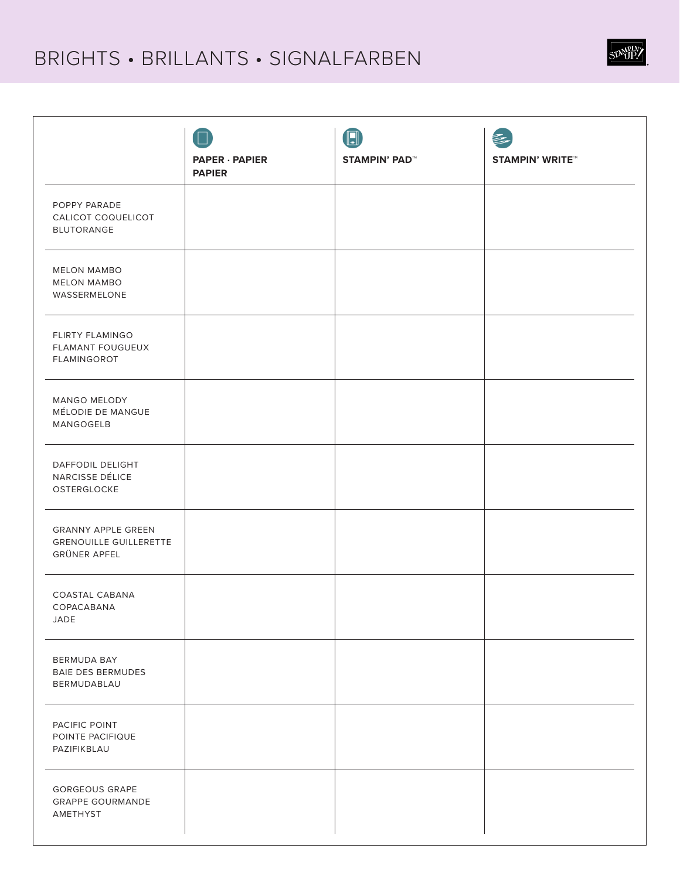# BRIGHTS • BRILLANTS • SIGNALFARBEN

| | PAPER · PAPIER PAPIER | STAMPIN' PAD™ | STAMPIN' WRITE™ |
|---|---|---|---|
| POPPY PARADE<br>CALICOT COQUELICOT<br>BLUTORANGE | | | |
| MELON MAMBO<br>MELON MAMBO<br>WASSERMELONE | | | |
| FLIRTY FLAMINGO<br>FLAMANT FOUGUEUX<br>FLAMINGOROT | | | |
| MANGO MELODY<br>MÉLODIE DE MANGUE<br>MANGOGELB | | | |
| DAFFODIL DELIGHT<br>NARCISSE DÉLICE<br>OSTERGLOCKE | | | |
| GRANNY APPLE GREEN<br>GRENOUILLE GUILLERETTE<br>GRÜNER APFEL | | | |
| COASTAL CABANA<br>COPACABANA<br>JADE | | | |
| BERMUDA BAY<br>BAIE DES BERMUDES<br>BERMUDABLAU | | | |
| PACIFIC POINT<br>POINTE PACIFIQUE<br>PAZIFIKBLAU | | | |
| GORGEOUS GRAPE<br>GRAPPE GOURMANDE<br>AMETHYST | | | |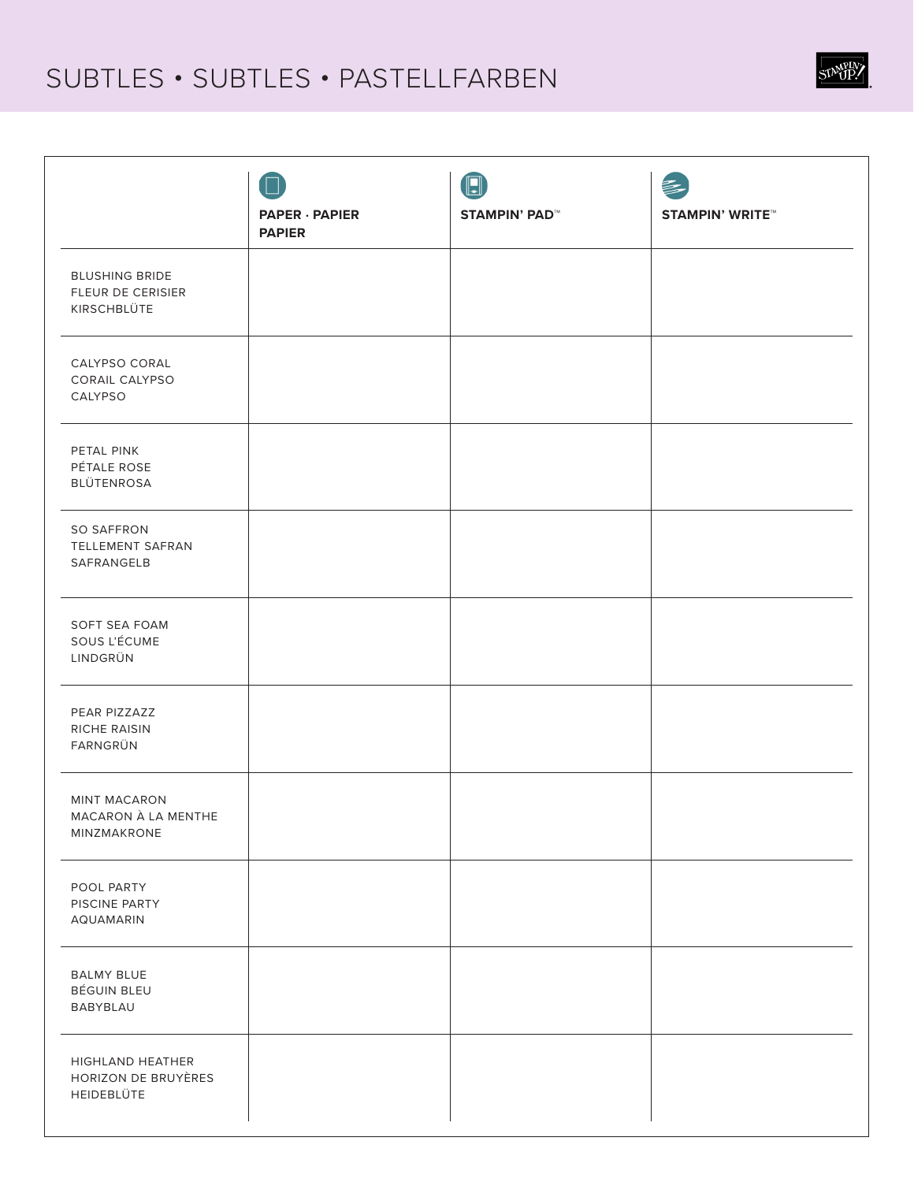# SUBTLES • SUBTLES • PASTELLFARBEN

| | PAPER · PAPIER PAPIER | STAMPIN' PAD™ | STAMPIN' WRITE™ |
|---|---|---|---|
| BLUSHING BRIDE<br>FLEUR DE CERISIER<br>KIRSCHBLÜTE | | | |
| CALYPSO CORAL<br>CORAIL CALYPSO<br>CALYPSO | | | |
| PETAL PINK<br>PÉTALE ROSE<br>BLÜTENROSA | | | |
| SO SAFFRON<br>TELLEMENT SAFRAN<br>SAFRANGELB | | | |
| SOFT SEA FOAM<br>SOUS L'ÉCUME<br>LINDGRÜN | | | |
| PEAR PIZZAZZ<br>RICHE RAISIN<br>FARNGRÜN | | | |
| MINT MACARON<br>MACARON À LA MENTHE<br>MINZMAKRONE | | | |
| POOL PARTY<br>PISCINE PARTY<br>AQUAMARIN | | | |
| BALMY BLUE<br>BÉGUIN BLEU<br>BABYBLAU | | | |
| HIGHLAND HEATHER<br>HORIZON DE BRUYÈRES<br>HEIDEBLÜTE | | | |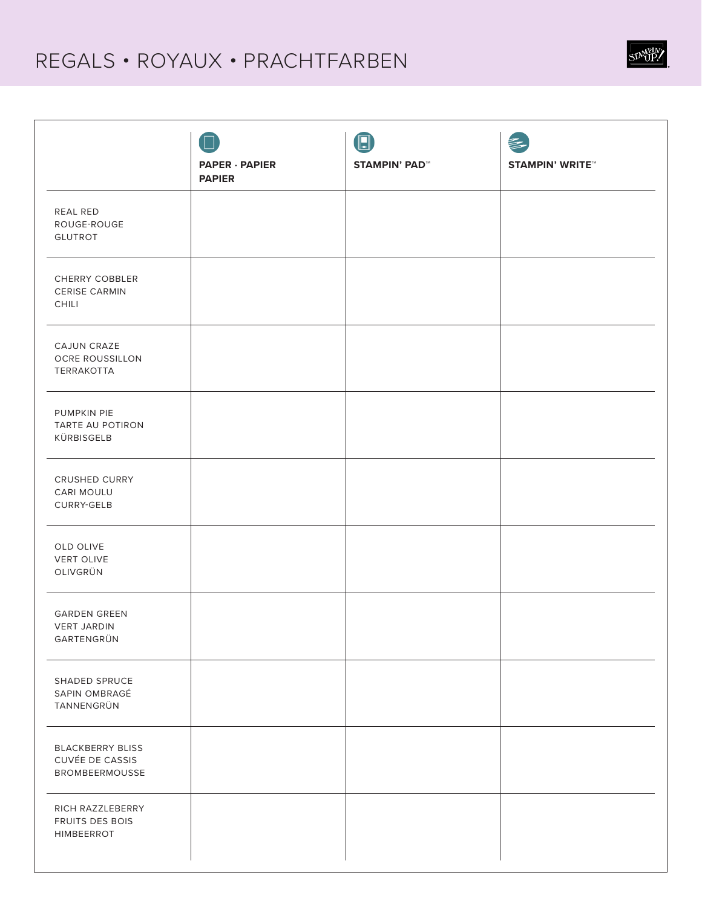# REGALS • ROYAUX • PRACHTFARBEN

| | PAPER · PAPIER PAPIER | STAMPIN' PAD™ | STAMPIN' WRITE™ |
|---|---|---|---|
| REAL RED<br>ROUGE-ROUGE<br>GLUTROT | | | |
| CHERRY COBBLER<br>CERISE CARMIN<br>CHILI | | | |
| CAJUN CRAZE<br>OCRE ROUSSILLON<br>TERRAKOTTA | | | |
| PUMPKIN PIE<br>TARTE AU POTIRON<br>KÜRBISGELB | | | |
| CRUSHED CURRY<br>CARI MOULU<br>CURRY-GELB | | | |
| OLD OLIVE<br>VERT OLIVE<br>OLIVGRÜN | | | |
| GARDEN GREEN<br>VERT JARDIN<br>GARTENGRÜN | | | |
| SHADED SPRUCE<br>SAPIN OMBRAGÉ<br>TANNENGRÜN | | | |
| BLACKBERRY BLISS<br>CUVÉE DE CASSIS<br>BROMBEERMOUSSE | | | |
| RICH RAZZLEBERRY<br>FRUITS DES BOIS<br>HIMBEERROT | | | |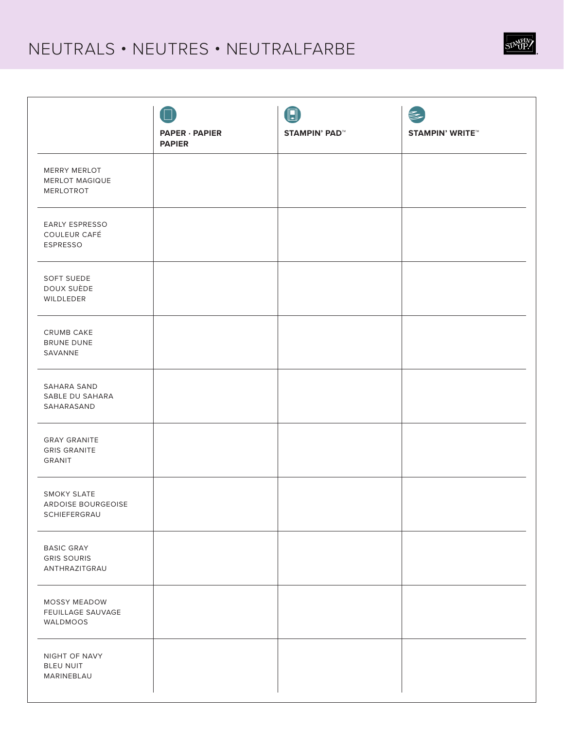# NEUTRALS • NEUTRES • NEUTRALFARBE

| | PAPER · PAPIER PAPIER | STAMPIN' PAD™ | STAMPIN' WRITE™ |
|---|---|---|---|
| MERRY MERLOT MERLOT MAGIQUE MERLOTROT | | | |
| EARLY ESPRESSO COULEUR CAFÉ ESPRESSO | | | |
| SOFT SUEDE DOUX SUÈDE WILDLEDER | | | |
| CRUMB CAKE BRUNE DUNE SAVANNE | | | |
| SAHARA SAND SABLE DU SAHARA SAHARASAND | | | |
| GRAY GRANITE GRIS GRANITE GRANIT | | | |
| SMOKY SLATE ARDOISE BOURGEOISE SCHIEFERGRAU | | | |
| BASIC GRAY GRIS SOURIS ANTHRAZITGRAU | | | |
| MOSSY MEADOW FEUILLAGE SAUVAGE WALDMOOS | | | |
| NIGHT OF NAVY BLEU NUIT MARINEBLAU | | | |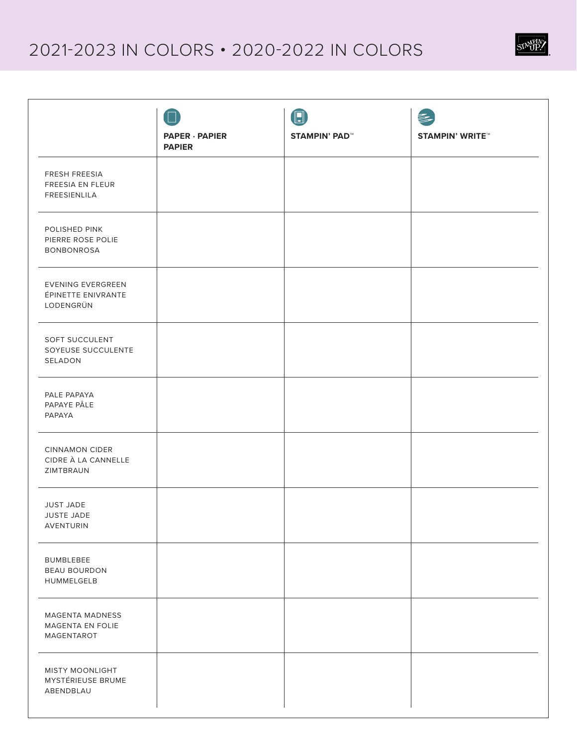# 2021-2023 IN COLORS • 2020-2022 IN COLORS

| | PAPER · PAPIER PAPIER | STAMPIN' PAD™ | STAMPIN' WRITE™ |
|---|---|---|---|
| FRESH FREESIA<br>FREESIA EN FLEUR<br>FREESIENLILA | | | |
| POLISHED PINK<br>PIERRE ROSE POLIE<br>BONBONROSA | | | |
| EVENING EVERGREEN<br>ÉPINETTE ENIVRANTE<br>LODENGRÜN | | | |
| SOFT SUCCULENT<br>SOYEUSE SUCCULENTE<br>SELADON | | | |
| PALE PAPAYA<br>PAPAYE PÂLE<br>PAPAYA | | | |
| CINNAMON CIDER<br>CIDRE À LA CANNELLE<br>ZIMTBRAUN | | | |
| JUST JADE<br>JUSTE JADE<br>AVENTURIN | | | |
| BUMBLEBEE<br>BEAU BOURDON<br>HUMMELGELB | | | |
| MAGENTA MADNESS<br>MAGENTA EN FOLIE<br>MAGENTAROT | | | |
| MISTY MOONLIGHT<br>MYSTÉRIEUSE BRUME<br>ABENDBLAU | | | |